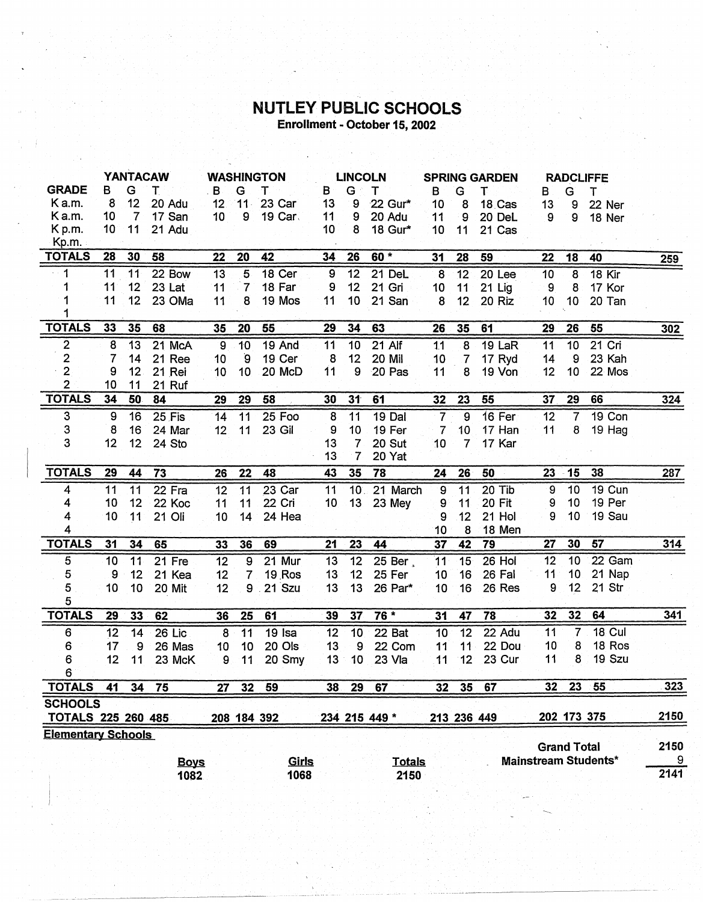# NUTLEY PUBLIC SCHOOLS

**Enrollment - October 15, 2002**

| GRADE | YANTACAW B | G | T | | WASHINGTON B | G | T | | LINCOLN B | G | T | | SPRING GARDEN B | G | T | | RADCLIFFE B | G | T | | |
|---|---|---|---|---|---|---|---|---|---|---|---|---|---|---|---|---|---|---|---|---|---|
| K a.m. | 8 | 12 | 20 | Adu | 12 | 11 | 23 | Car | 13 | 9 | 22 | Gur* | 10 | 8 | 18 | Cas | 13 | 9 | 22 | Ner | |
| K a.m. | 10 | 7 | 17 | San | 10 | 9 | 19 | Car | 11 | 9 | 20 | Adu | 11 | 9 | 20 | DeL | 9 | 9 | 18 | Ner | |
| K p.m. | 10 | 11 | 21 | Adu | | | | | 10 | 8 | 18 | Gur* | 10 | 11 | 21 | Cas | | | | | |
| Kp.m. | | | | | | | | | | | | | | | | | | | | | |
| **TOTALS** | **28** | **30** | **58** | | **22** | **20** | **42** | | **34** | **26** | **60 *** | | **31** | **28** | **59** | | **22** | **18** | **40** | | **259** |
| 1 | 11 | 11 | 22 | Bow | 13 | 5 | 18 | Cer | 9 | 12 | 21 | DeL | 8 | 12 | 20 | Lee | 10 | 8 | 18 | Kir | |
| 1 | 11 | 12 | 23 | Lat | 11 | 7 | 18 | Far | 9 | 12 | 21 | Gri | 10 | 11 | 21 | Lig | 9 | 8 | 17 | Kor | |
| 1 | 11 | 12 | 23 | OMa | 11 | 8 | 19 | Mos | 11 | 10 | 21 | San | 8 | 12 | 20 | Riz | 10 | 10 | 20 | Tan | |
| 1 | | | | | | | | | | | | | | | | | | | | | |
| **TOTALS** | **33** | **35** | **68** | | **35** | **20** | **55** | | **29** | **34** | **63** | | **26** | **35** | **61** | | **29** | **26** | **55** | | **302** |
| 2 | 8 | 13 | 21 | McA | 9 | 10 | 19 | And | 11 | 10 | 21 | Alf | 11 | 8 | 19 | LaR | 11 | 10 | 21 | Cri | |
| 2 | 7 | 14 | 21 | Ree | 10 | 9 | 19 | Cer | 8 | 12 | 20 | Mil | 10 | 7 | 17 | Ryd | 14 | 9 | 23 | Kah | |
| 2 | 9 | 12 | 21 | Rei | 10 | 10 | 20 | McD | 11 | 9 | 20 | Pas | 11 | 8 | 19 | Von | 12 | 10 | 22 | Mos | |
| 2 | 10 | 11 | 21 | Ruf | | | | | | | | | | | | | | | | | |
| **TOTALS** | **34** | **50** | **84** | | **29** | **29** | **58** | | **30** | **31** | **61** | | **32** | **23** | **55** | | **37** | **29** | **66** | | **324** |
| 3 | 9 | 16 | 25 | Fis | 14 | 11 | 25 | Foo | 8 | 11 | 19 | Dal | 7 | 9 | 16 | Fer | 12 | 7 | 19 | Con | |
| 3 | 8 | 16 | 24 | Mar | 12 | 11 | 23 | Gil | 9 | 10 | 19 | Fer | 7 | 10 | 17 | Han | 11 | 8 | 19 | Hag | |
| 3 | 12 | 12 | 24 | Sto | | | | | 13 | 7 | 20 | Sut | 10 | 7 | 17 | Kar | | | | | |
| | | | | | | | | | 13 | 7 | 20 | Yat | | | | | | | | | |
| **TOTALS** | **29** | **44** | **73** | | **26** | **22** | **48** | | **43** | **35** | **78** | | **24** | **26** | **50** | | **23** | **15** | **38** | | **287** |
| 4 | 11 | 11 | 22 | Fra | 12 | 11 | 23 | Car | 11 | 10 | 21 | March | 9 | 11 | 20 | Tib | 9 | 10 | 19 | Cun | |
| 4 | 10 | 12 | 22 | Koc | 11 | 11 | 22 | Cri | 10 | 13 | 23 | Mey | 9 | 11 | 20 | Fit | 9 | 10 | 19 | Per | |
| 4 | 10 | 11 | 21 | Oli | 10 | 14 | 24 | Hea | | | | | 9 | 12 | 21 | Hol | 9 | 10 | 19 | Sau | |
| 4 | | | | | | | | | | | | | 10 | 8 | 18 | Men | | | | | |
| **TOTALS** | **31** | **34** | **65** | | **33** | **36** | **69** | | **21** | **23** | **44** | | **37** | **42** | **79** | | **27** | **30** | **57** | | **314** |
| 5 | 10 | 11 | 21 | Fre | 12 | 9 | 21 | Mur | 13 | 12 | 25 | Ber | 11 | 15 | 26 | Hol | 12 | 10 | 22 | Gam | |
| 5 | 9 | 12 | 21 | Kea | 12 | 7 | 19 | Ros | 13 | 12 | 25 | Fer | 10 | 16 | 26 | Fal | 11 | 10 | 21 | Nap | |
| 5 | 10 | 10 | 20 | Mit | 12 | 9 | 21 | Szu | 13 | 13 | 26 | Par* | 10 | 16 | 26 | Res | 9 | 12 | 21 | Str | |
| 5 | | | | | | | | | | | | | | | | | | | | | |
| **TOTALS** | **29** | **33** | **62** | | **36** | **25** | **61** | | **39** | **37** | **76 *** | | **31** | **47** | **78** | | **32** | **32** | **64** | | **341** |
| 6 | 12 | 14 | 26 | Lic | 8 | 11 | 19 | Isa | 12 | 10 | 22 | Bat | 10 | 12 | 22 | Adu | 11 | 7 | 18 | Cul | |
| 6 | 17 | 9 | 26 | Mas | 10 | 10 | 20 | Ols | 13 | 9 | 22 | Com | 11 | 11 | 22 | Dou | 10 | 8 | 18 | Ros | |
| 6 | 12 | 11 | 23 | McK | 9 | 11 | 20 | Smy | 13 | 10 | 23 | Vla | 11 | 12 | 23 | Cur | 11 | 8 | 19 | Szu | |
| 6 | | | | | | | | | | | | | | | | | | | | | |
| **TOTALS** | **41** | **34** | **75** | | **27** | **32** | **59** | | **38** | **29** | **67** | | **32** | **35** | **67** | | **32** | **23** | **55** | | **323** |
| **SCHOOLS TOTALS** | **225** | **260** | **485** | | **208** | **184** | **392** | | **234** | **215** | **449 *** | | **213** | **236** | **449** | | **202** | **173** | **375** | | **2150** |

**Elementary Schools**

| Boys | Girls | Totals |
|---|---|---|
| 1082 | 1068 | 2150 |

| | |
|---|---|
| **Grand Total** | 2150 |
| **Mainstream Students*** | 9 |
| | 2141 |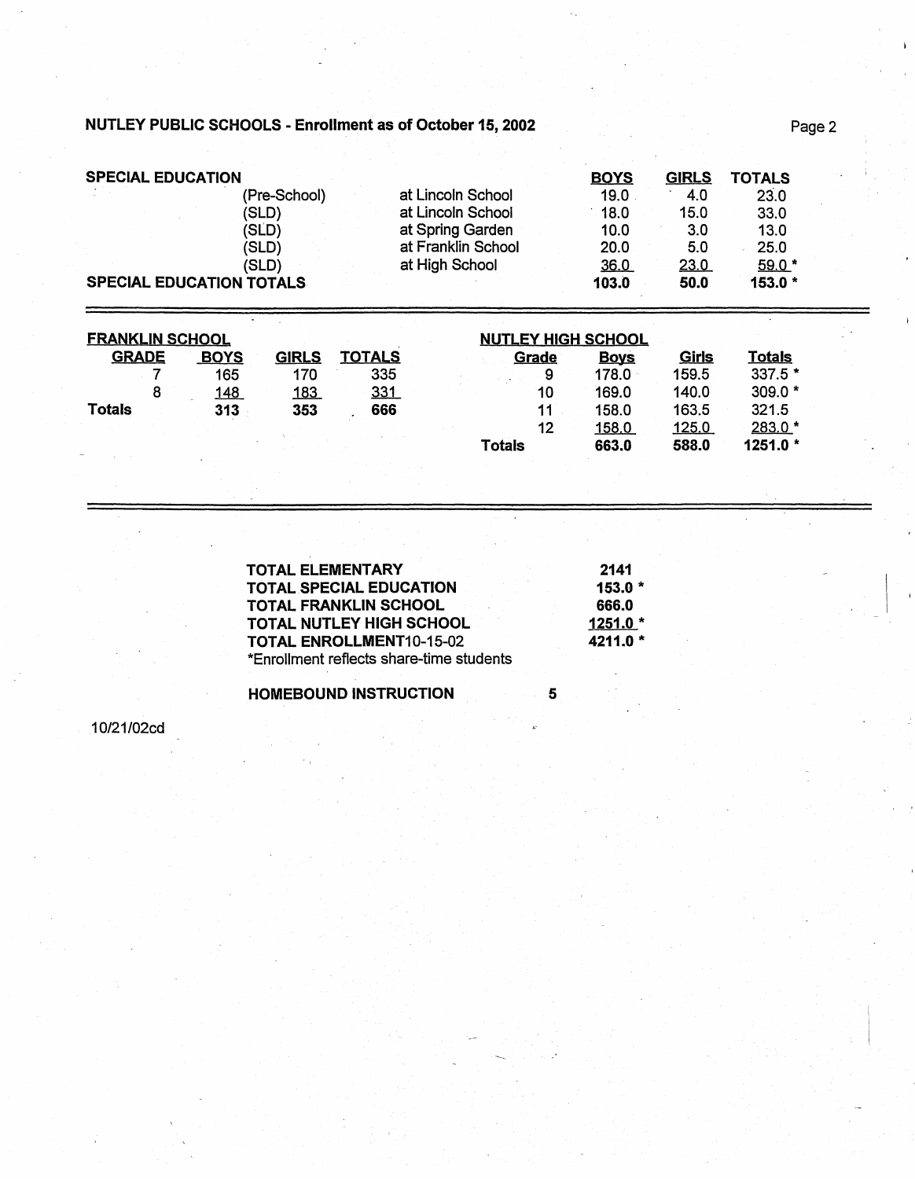## NUTLEY PUBLIC SCHOOLS - Enrollment as of October 15, 2002

| SPECIAL EDUCATION | | | BOYS | GIRLS | TOTALS |
|---|---|---|---|---|---|
| | (Pre-School) | at Lincoln School | 19.0 | 4.0 | 23.0 |
| | (SLD) | at Lincoln School | 18.0 | 15.0 | 33.0 |
| | (SLD) | at Spring Garden | 10.0 | 3.0 | 13.0 |
| | (SLD) | at Franklin School | 20.0 | 5.0 | 25.0 |
| | (SLD) | at High School | 36.0 | 23.0 | 59.0 * |
| **SPECIAL EDUCATION TOTALS** | | | **103.0** | **50.0** | **153.0 *** |

**FRANKLIN SCHOOL**

| GRADE | BOYS | GIRLS | TOTALS |
|---|---|---|---|
| 7 | 165 | 170 | 335 |
| 8 | 148 | 183 | 331 |
| **Totals** | **313** | **353** | **666** |

**NUTLEY HIGH SCHOOL**

| Grade | Boys | Girls | Totals |
|---|---|---|---|
| 9 | 178.0 | 159.5 | 337.5 * |
| 10 | 169.0 | 140.0 | 309.0 * |
| 11 | 158.0 | 163.5 | 321.5 |
| 12 | 158.0 | 125.0 | 283.0 * |
| **Totals** | **663.0** | **588.0** | **1251.0 *** |

| | |
|---|---|
| **TOTAL ELEMENTARY** | **2141** |
| **TOTAL SPECIAL EDUCATION** | **153.0 *** |
| **TOTAL FRANKLIN SCHOOL** | **666.0** |
| **TOTAL NUTLEY HIGH SCHOOL** | **1251.0 *** |
| **TOTAL ENROLLMENT**10-15-02 | **4211.0 *** |

*Enrollment reflects share-time students

**HOMEBOUND INSTRUCTION** 5

10/21/02cd